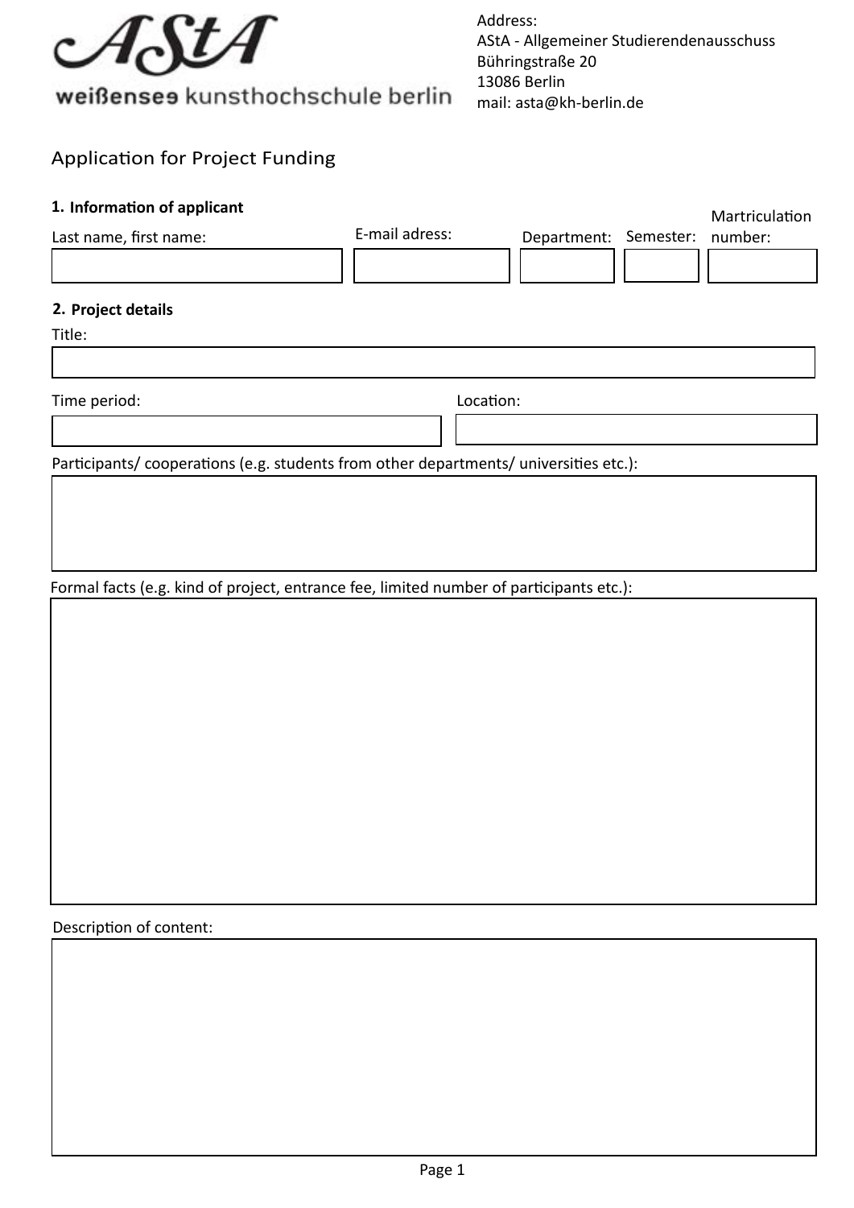AStA

weißensee kunsthochschule berlin

Address:
AStA - Allgemeiner Studierendenausschuss
Bühringstraße 20
13086 Berlin
mail: asta@kh-berlin.de

# Application for Project Funding

## 1. Information of applicant

| Last name, first name: | E-mail adress: | Department: | Semester: | Martriculation number: |
| --- | --- | --- | --- | --- |
| | | | | |

## 2. Project details

Title:

Time period:

Location:

Participants/ cooperations (e.g. students from other departments/ universities etc.):

Formal facts (e.g. kind of project, entrance fee, limited number of participants etc.):

Description of content: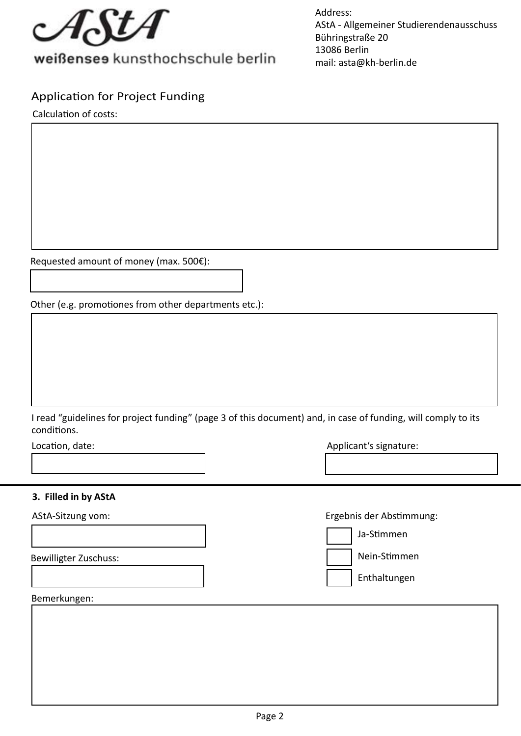AStA

weißensee kunsthochschule berlin

Address:
AStA - Allgemeiner Studierendenausschuss
Bühringstraße 20
13086 Berlin
mail: asta@kh-berlin.de

## Application for Project Funding

Calculation of costs:

Requested amount of money (max. 500€):

Other (e.g. promotiones from other departments etc.):

I read "guidelines for project funding" (page 3 of this document) and, in case of funding, will comply to its conditions.

Location, date:

Applicant's signature:

### 3. Filled in by AStA

AStA-Sitzung vom:

Bewilligter Zuschuss:

Ergebnis der Abstimmung:

- Ja-Stimmen
- Nein-Stimmen
- Enthaltungen

Bemerkungen: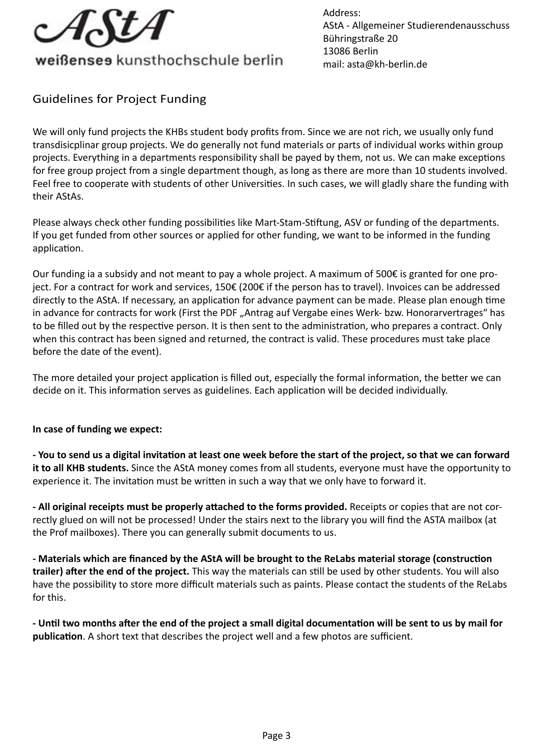# ASTA

weißensee kunsthochschule berlin

Address:
AStA - Allgemeiner Studierendenausschuss
Bühringstraße 20
13086 Berlin
mail: asta@kh-berlin.de

## Guidelines for Project Funding

We will only fund projects the KHBs student body profits from. Since we are not rich, we usually only fund transdisicplinar group projects. We do generally not fund materials or parts of individual works within group projects. Everything in a departments responsibility shall be payed by them, not us. We can make exceptions for free group project from a single department though, as long as there are more than 10 students involved. Feel free to cooperate with students of other Universities. In such cases, we will gladly share the funding with their AStAs.

Please always check other funding possibilities like Mart-Stam-Stiftung, ASV or funding of the departments. If you get funded from other sources or applied for other funding, we want to be informed in the funding application.

Our funding ia a subsidy and not meant to pay a whole project. A maximum of 500€ is granted for one project. For a contract for work and services, 150€ (200€ if the person has to travel). Invoices can be addressed directly to the AStA. If necessary, an application for advance payment can be made. Please plan enough time in advance for contracts for work (First the PDF „Antrag auf Vergabe eines Werk- bzw. Honorarvertrages" has to be filled out by the respective person. It is then sent to the administration, who prepares a contract. Only when this contract has been signed and returned, the contract is valid. These procedures must take place before the date of the event).

The more detailed your project application is filled out, especially the formal information, the better we can decide on it. This information serves as guidelines. Each application will be decided individually.

**In case of funding we expect:**

**- You to send us a digital invitation at least one week before the start of the project, so that we can forward it to all KHB students.** Since the AStA money comes from all students, everyone must have the opportunity to experience it. The invitation must be written in such a way that we only have to forward it.

**- All original receipts must be properly attached to the forms provided.** Receipts or copies that are not correctly glued on will not be processed! Under the stairs next to the library you will find the ASTA mailbox (at the Prof mailboxes). There you can generally submit documents to us.

**- Materials which are financed by the AStA will be brought to the ReLabs material storage (construction trailer) after the end of the project.** This way the materials can still be used by other students. You will also have the possibility to store more difficult materials such as paints. Please contact the students of the ReLabs for this.

**- Until two months after the end of the project a small digital documentation will be sent to us by mail for publication**. A short text that describes the project well and a few photos are sufficient.